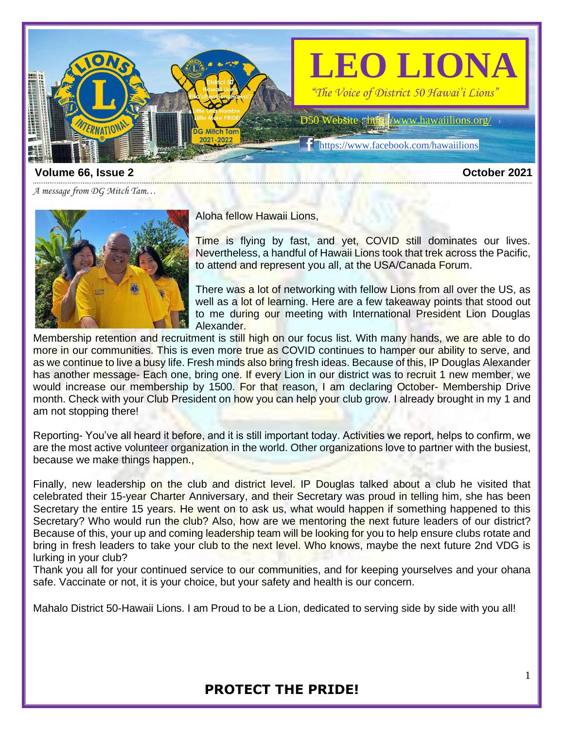# LEO LIONA

*"The Voice of District 50 Hawai'i Lions"*

D50 Website : http://www.hawaiilions.org/

https://www.facebook.com/hawaiilions

**Volume 66, Issue 2** **October 2021**

*A message from DG Mitch Tam…*

Aloha fellow Hawaii Lions,

Time is flying by fast, and yet, COVID still dominates our lives. Nevertheless, a handful of Hawaii Lions took that trek across the Pacific, to attend and represent you all, at the USA/Canada Forum.

There was a lot of networking with fellow Lions from all over the US, as well as a lot of learning. Here are a few takeaway points that stood out to me during our meeting with International President Lion Douglas Alexander.

Membership retention and recruitment is still high on our focus list. With many hands, we are able to do more in our communities. This is even more true as COVID continues to hamper our ability to serve, and as we continue to live a busy life. Fresh minds also bring fresh ideas. Because of this, IP Douglas Alexander has another message- Each one, bring one. If every Lion in our district was to recruit 1 new member, we would increase our membership by 1500. For that reason, I am declaring October- Membership Drive month. Check with your Club President on how you can help your club grow. I already brought in my 1 and am not stopping there!

Reporting- You've all heard it before, and it is still important today. Activities we report, helps to confirm, we are the most active volunteer organization in the world. Other organizations love to partner with the busiest, because we make things happen.,

Finally, new leadership on the club and district level. IP Douglas talked about a club he visited that celebrated their 15-year Charter Anniversary, and their Secretary was proud in telling him, she has been Secretary the entire 15 years. He went on to ask us, what would happen if something happened to this Secretary? Who would run the club? Also, how are we mentoring the next future leaders of our district? Because of this, your up and coming leadership team will be looking for you to help ensure clubs rotate and bring in fresh leaders to take your club to the next level. Who knows, maybe the next future 2nd VDG is lurking in your club?

Thank you all for your continued service to our communities, and for keeping yourselves and your ohana safe. Vaccinate or not, it is your choice, but your safety and health is our concern.

Mahalo District 50-Hawaii Lions. I am Proud to be a Lion, dedicated to serving side by side with you all!

**PROTECT THE PRIDE!**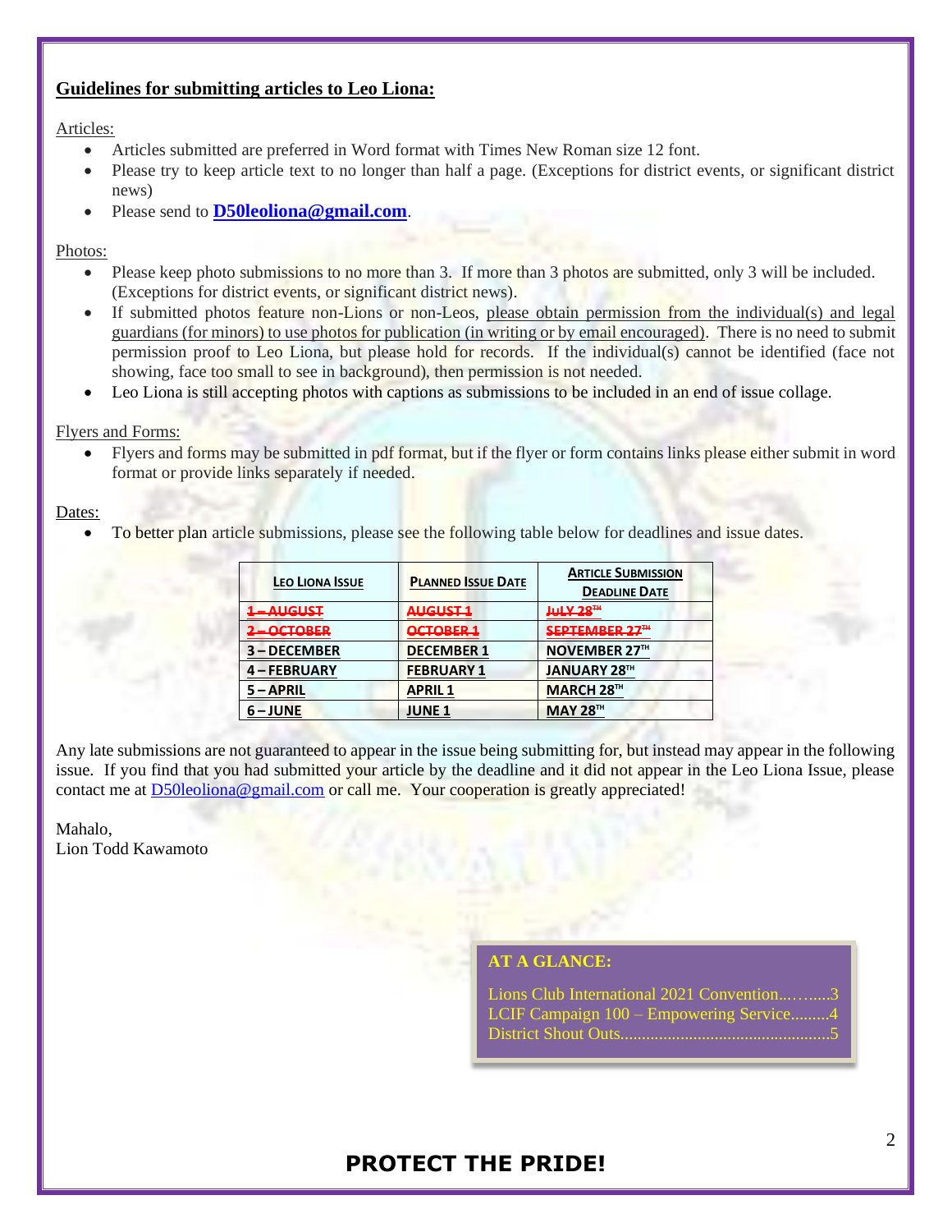## Guidelines for submitting articles to Leo Liona:

Articles:

- Articles submitted are preferred in Word format with Times New Roman size 12 font.
- Please try to keep article text to no longer than half a page. (Exceptions for district events, or significant district news)
- Please send to **D50leoliona@gmail.com**.

Photos:

- Please keep photo submissions to no more than 3. If more than 3 photos are submitted, only 3 will be included. (Exceptions for district events, or significant district news).
- If submitted photos feature non-Lions or non-Leos, please obtain permission from the individual(s) and legal guardians (for minors) to use photos for publication (in writing or by email encouraged). There is no need to submit permission proof to Leo Liona, but please hold for records. If the individual(s) cannot be identified (face not showing, face too small to see in background), then permission is not needed.
- Leo Liona is still accepting photos with captions as submissions to be included in an end of issue collage.

Flyers and Forms:

- Flyers and forms may be submitted in pdf format, but if the flyer or form contains links please either submit in word format or provide links separately if needed.

Dates:

- To better plan article submissions, please see the following table below for deadlines and issue dates.

| Leo Liona Issue | Planned Issue Date | Article Submission Deadline Date |
|---|---|---|
| ~~1 – AUGUST~~ | ~~AUGUST 1~~ | ~~JULY 28TH~~ |
| ~~2 – OCTOBER~~ | ~~OCTOBER 1~~ | ~~SEPTEMBER 27TH~~ |
| 3 – DECEMBER | DECEMBER 1 | NOVEMBER 27TH |
| 4 – FEBRUARY | FEBRUARY 1 | JANUARY 28TH |
| 5 – APRIL | APRIL 1 | MARCH 28TH |
| 6 – JUNE | JUNE 1 | MAY 28TH |

Any late submissions are not guaranteed to appear in the issue being submitting for, but instead may appear in the following issue. If you find that you had submitted your article by the deadline and it did not appear in the Leo Liona Issue, please contact me at D50leoliona@gmail.com or call me. Your cooperation is greatly appreciated!

Mahalo,
Lion Todd Kawamoto

**AT A GLANCE:**

Lions Club International 2021 Convention..........3
LCIF Campaign 100 – Empowering Service.........4
District Shout Outs................................................5

**PROTECT THE PRIDE!**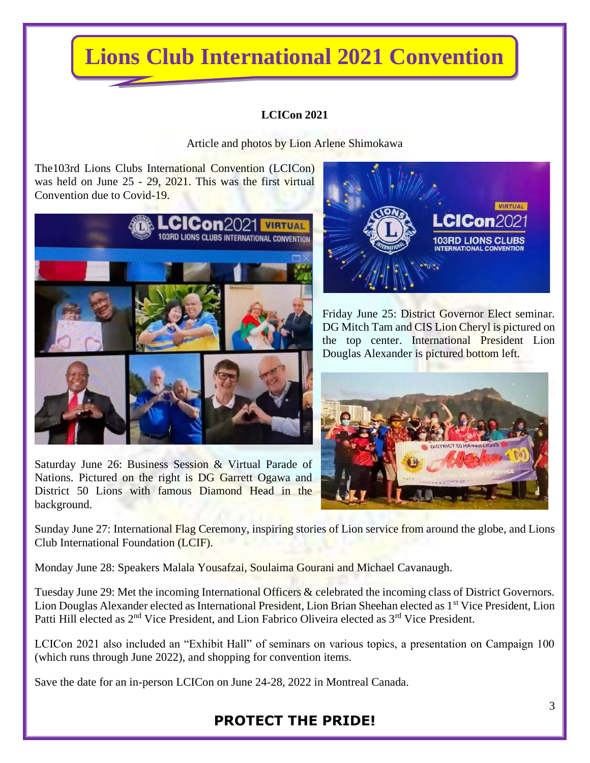# Lions Club International 2021 Convention

**LCICon 2021**

Article and photos by Lion Arlene Shimokawa

The103rd Lions Clubs International Convention (LCICon) was held on June 25 - 29, 2021. This was the first virtual Convention due to Covid-19.

Friday June 25: District Governor Elect seminar. DG Mitch Tam and CIS Lion Cheryl is pictured on the top center. International President Lion Douglas Alexander is pictured bottom left.

Saturday June 26: Business Session & Virtual Parade of Nations. Pictured on the right is DG Garrett Ogawa and District 50 Lions with famous Diamond Head in the background.

Sunday June 27: International Flag Ceremony, inspiring stories of Lion service from around the globe, and Lions Club International Foundation (LCIF).

Monday June 28: Speakers Malala Yousafzai, Soulaima Gourani and Michael Cavanaugh.

Tuesday June 29: Met the incoming International Officers & celebrated the incoming class of District Governors. Lion Douglas Alexander elected as International President, Lion Brian Sheehan elected as 1st Vice President, Lion Patti Hill elected as 2nd Vice President, and Lion Fabrico Oliveira elected as 3rd Vice President.

LCICon 2021 also included an "Exhibit Hall" of seminars on various topics, a presentation on Campaign 100 (which runs through June 2022), and shopping for convention items.

Save the date for an in-person LCICon on June 24-28, 2022 in Montreal Canada.

**PROTECT THE PRIDE!**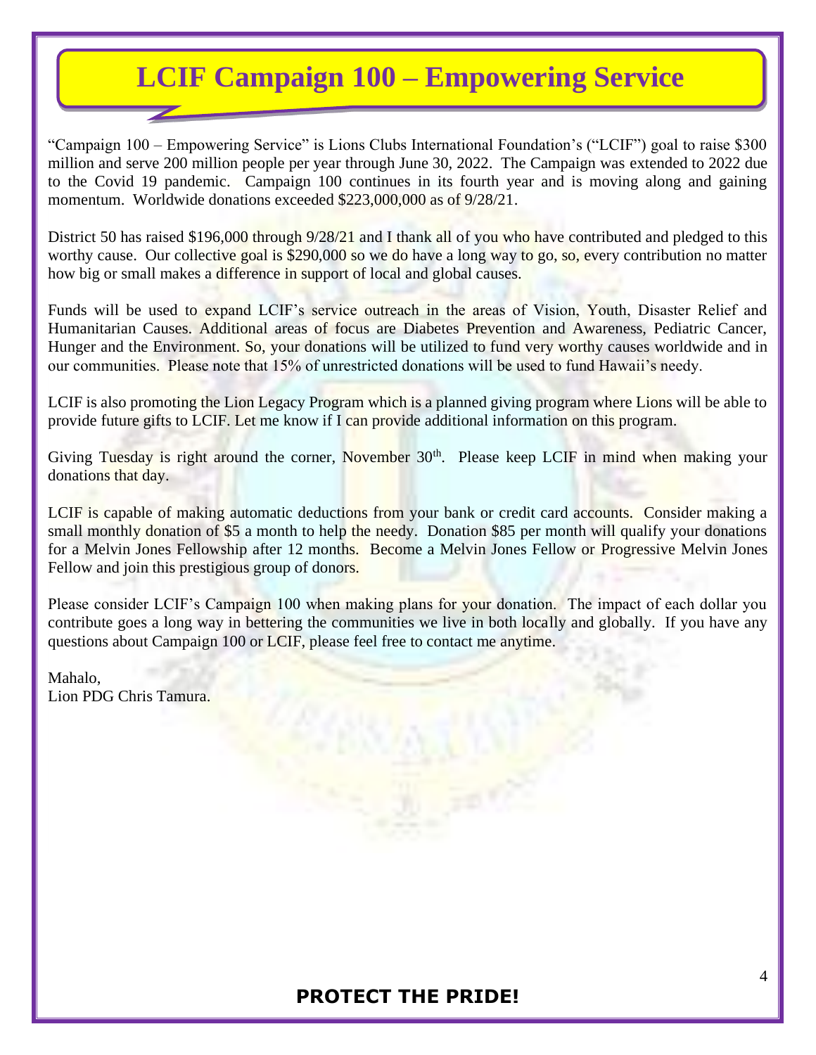# LCIF Campaign 100 – Empowering Service

“Campaign 100 – Empowering Service” is Lions Clubs International Foundation’s (“LCIF”) goal to raise $300 million and serve 200 million people per year through June 30, 2022. The Campaign was extended to 2022 due to the Covid 19 pandemic. Campaign 100 continues in its fourth year and is moving along and gaining momentum. Worldwide donations exceeded $223,000,000 as of 9/28/21.

District 50 has raised $196,000 through 9/28/21 and I thank all of you who have contributed and pledged to this worthy cause. Our collective goal is $290,000 so we do have a long way to go, so, every contribution no matter how big or small makes a difference in support of local and global causes.

Funds will be used to expand LCIF’s service outreach in the areas of Vision, Youth, Disaster Relief and Humanitarian Causes. Additional areas of focus are Diabetes Prevention and Awareness, Pediatric Cancer, Hunger and the Environment. So, your donations will be utilized to fund very worthy causes worldwide and in our communities. Please note that 15% of unrestricted donations will be used to fund Hawaii’s needy.

LCIF is also promoting the Lion Legacy Program which is a planned giving program where Lions will be able to provide future gifts to LCIF. Let me know if I can provide additional information on this program.

Giving Tuesday is right around the corner, November 30th. Please keep LCIF in mind when making your donations that day.

LCIF is capable of making automatic deductions from your bank or credit card accounts. Consider making a small monthly donation of $5 a month to help the needy. Donation $85 per month will qualify your donations for a Melvin Jones Fellowship after 12 months. Become a Melvin Jones Fellow or Progressive Melvin Jones Fellow and join this prestigious group of donors.

Please consider LCIF’s Campaign 100 when making plans for your donation. The impact of each dollar you contribute goes a long way in bettering the communities we live in both locally and globally. If you have any questions about Campaign 100 or LCIF, please feel free to contact me anytime.

Mahalo,
Lion PDG Chris Tamura.

**PROTECT THE PRIDE!**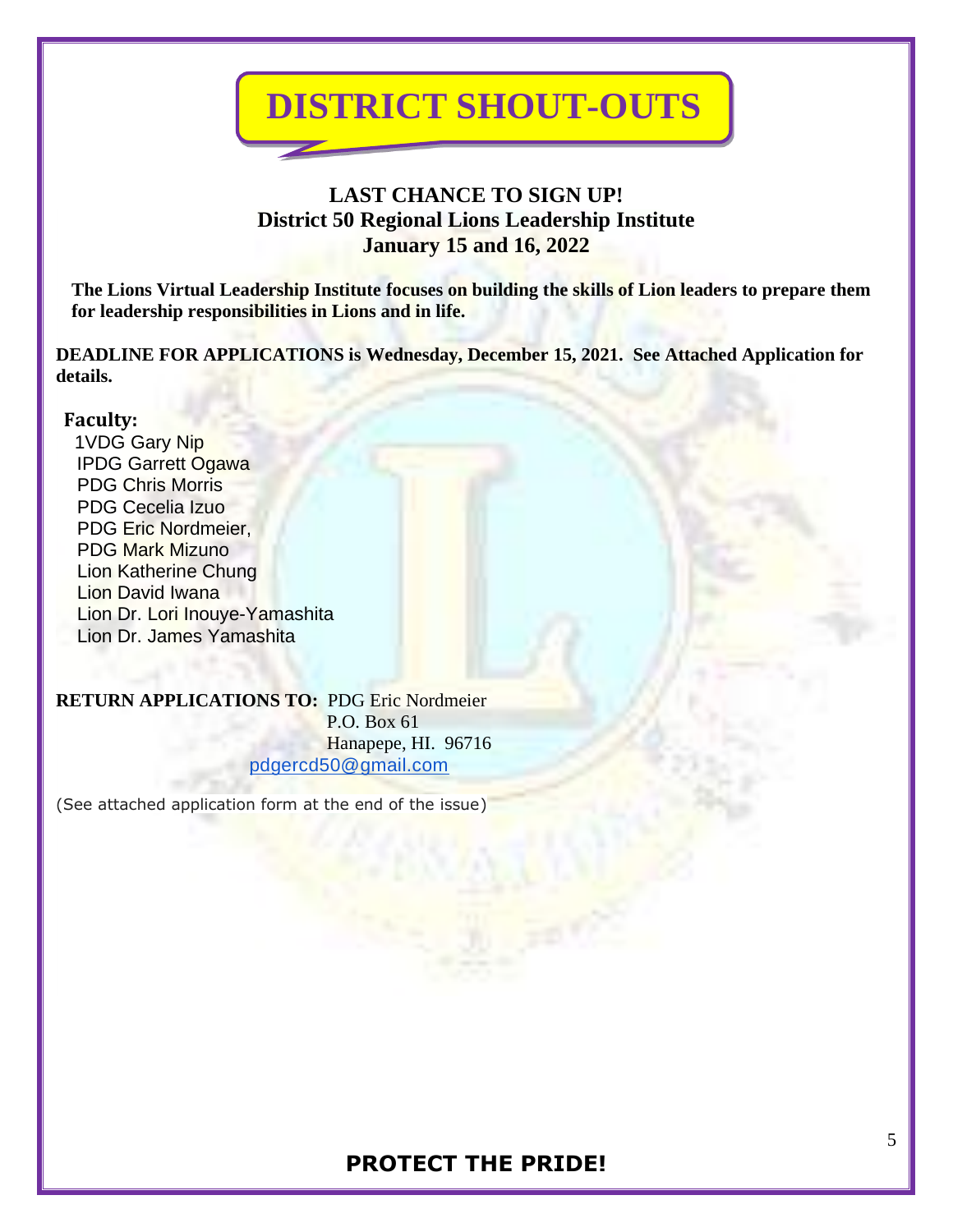# DISTRICT SHOUT-OUTS

**LAST CHANCE TO SIGN UP!**
**District 50 Regional Lions Leadership Institute**
**January 15 and 16, 2022**

**The Lions Virtual Leadership Institute focuses on building the skills of Lion leaders to prepare them for leadership responsibilities in Lions and in life.**

**DEADLINE FOR APPLICATIONS is Wednesday, December 15, 2021. See Attached Application for details.**

**Faculty:**

1VDG Gary Nip
IPDG Garrett Ogawa
PDG Chris Morris
PDG Cecelia Izuo
PDG Eric Nordmeier,
PDG Mark Mizuno
Lion Katherine Chung
Lion David Iwana
Lion Dr. Lori Inouye-Yamashita
Lion Dr. James Yamashita

**RETURN APPLICATIONS TO:** PDG Eric Nordmeier
P.O. Box 61
Hanapepe, HI. 96716
pdgercd50@gmail.com

(See attached application form at the end of the issue)

**PROTECT THE PRIDE!**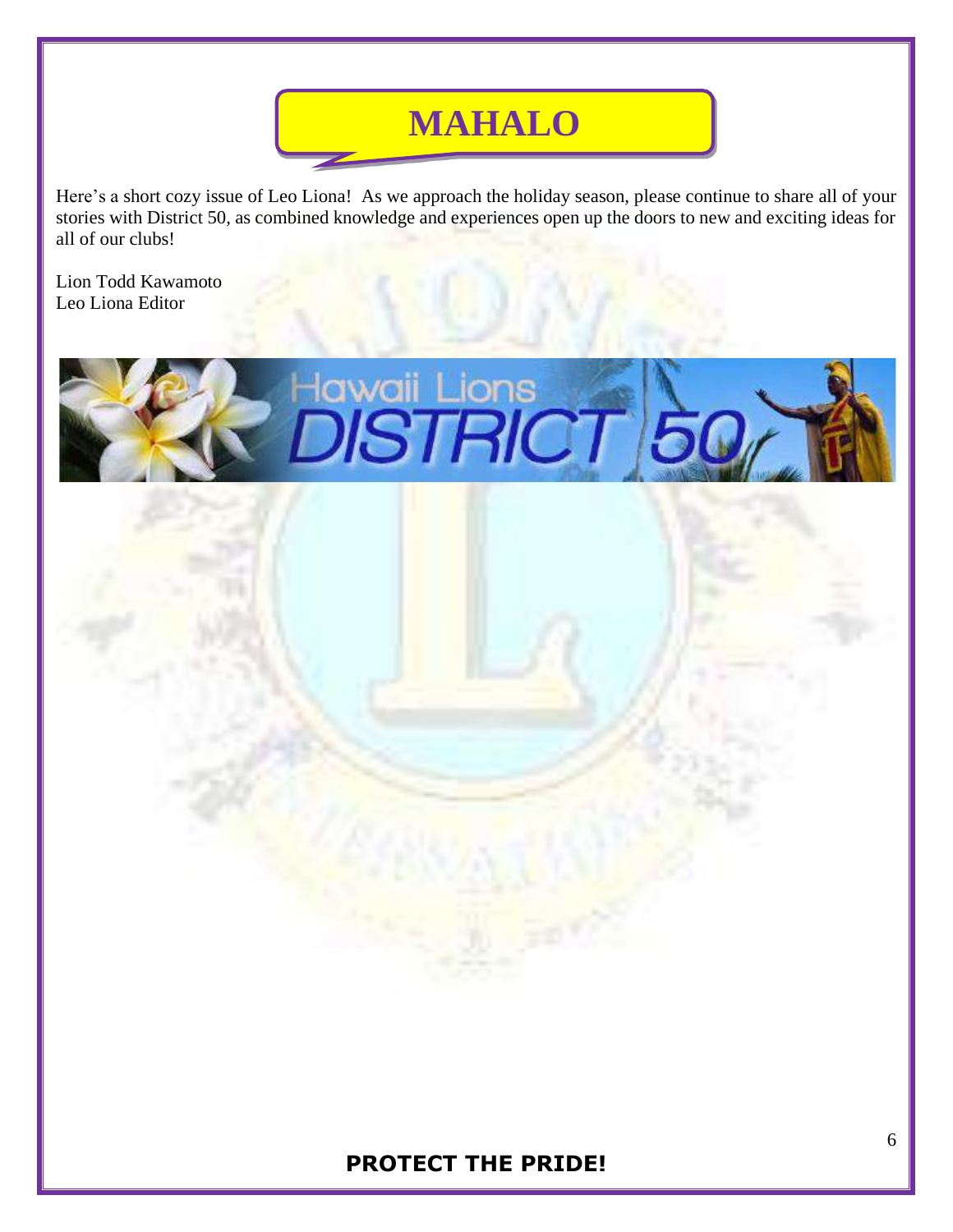# MAHALO

Here's a short cozy issue of Leo Liona! As we approach the holiday season, please continue to share all of your stories with District 50, as combined knowledge and experiences open up the doors to new and exciting ideas for all of our clubs!

Lion Todd Kawamoto
Leo Liona Editor

**PROTECT THE PRIDE!**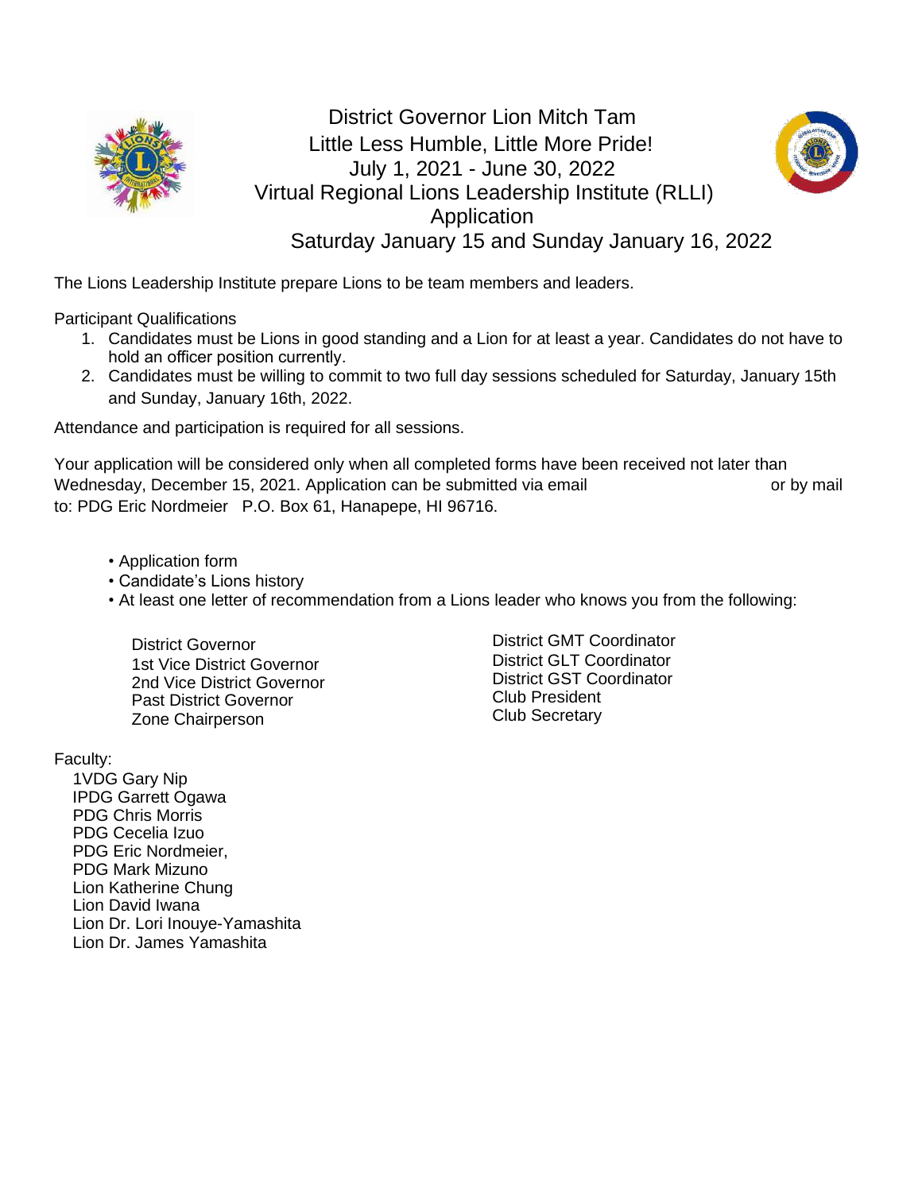# District Governor Lion Mitch Tam
## Little Less Humble, Little More Pride!
## July 1, 2021 - June 30, 2022
## Virtual Regional Lions Leadership Institute (RLLI)
## Application
## Saturday January 15 and Sunday January 16, 2022

The Lions Leadership Institute prepare Lions to be team members and leaders.

Participant Qualifications

1. Candidates must be Lions in good standing and a Lion for at least a year. Candidates do not have to hold an officer position currently.
2. Candidates must be willing to commit to two full day sessions scheduled for Saturday, January 15th and Sunday, January 16th, 2022.

Attendance and participation is required for all sessions.

Your application will be considered only when all completed forms have been received not later than Wednesday, December 15, 2021. Application can be submitted via email or by mail to: PDG Eric Nordmeier P.O. Box 61, Hanapepe, HI 96716.

- Application form
- Candidate's Lions history
- At least one letter of recommendation from a Lions leader who knows you from the following:

  District Governor
  1st Vice District Governor
  2nd Vice District Governor
  Past District Governor
  Zone Chairperson
  District GMT Coordinator
  District GLT Coordinator
  District GST Coordinator
  Club President
  Club Secretary

Faculty:

1VDG Gary Nip
IPDG Garrett Ogawa
PDG Chris Morris
PDG Cecelia Izuo
PDG Eric Nordmeier,
PDG Mark Mizuno
Lion Katherine Chung
Lion David Iwana
Lion Dr. Lori Inouye-Yamashita
Lion Dr. James Yamashita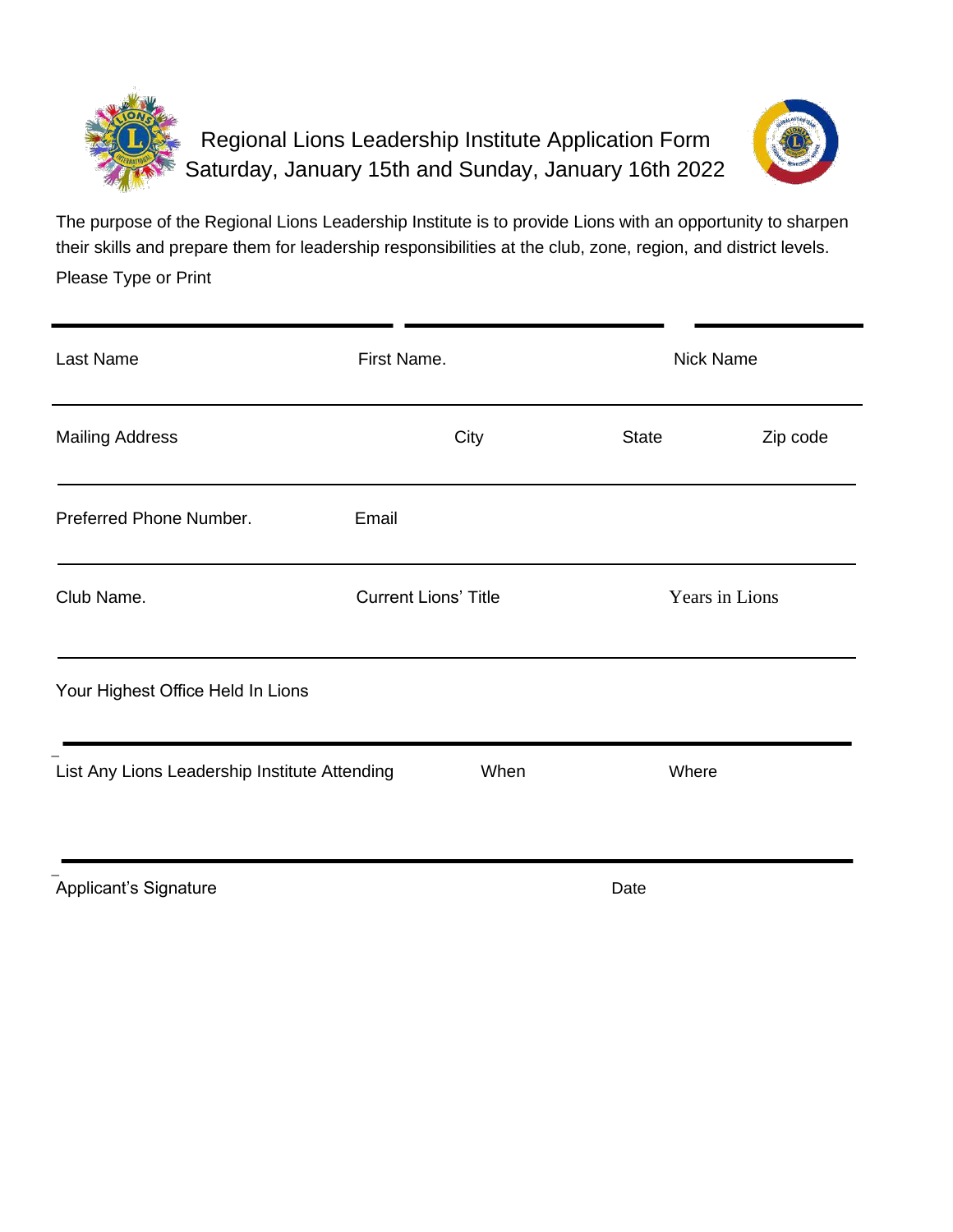# Regional Lions Leadership Institute Application Form
## Saturday, January 15th and Sunday, January 16th 2022

The purpose of the Regional Lions Leadership Institute is to provide Lions with an opportunity to sharpen their skills and prepare them for leadership responsibilities at the club, zone, region, and district levels.

Please Type or Print

| Last Name | First Name. | Nick Name |
|---|---|---|
| | | |

| Mailing Address | City | State | Zip code |
|---|---|---|---|
| | | | |

| Preferred Phone Number. | Email |
|---|---|
| | |

| Club Name. | Current Lions' Title | Years in Lions |
|---|---|---|
| | | |

Your Highest Office Held In Lions

| List Any Lions Leadership Institute Attending | When | Where |
|---|---|---|
| | | |

| Applicant's Signature | Date |
|---|---|
| | |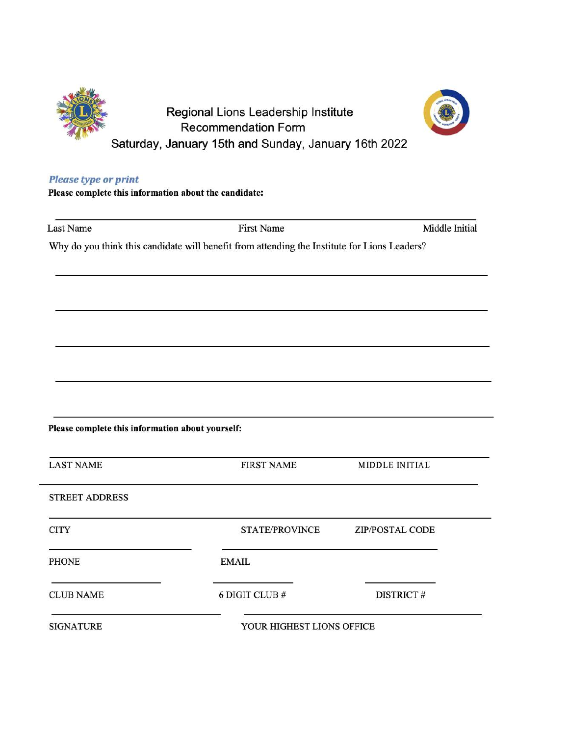# Regional Lions Leadership Institute
## Recommendation Form
### Saturday, January 15th and Sunday, January 16th 2022

*Please type or print*

**Please complete this information about the candidate:**

Last Name ____________ First Name ____________ Middle Initial

Why do you think this candidate will benefit from attending the Institute for Lions Leaders?

______________________________________________________________

______________________________________________________________

______________________________________________________________

______________________________________________________________

______________________________________________________________

**Please complete this information about yourself:**

LAST NAME ____________ FIRST NAME ____________ MIDDLE INITIAL

STREET ADDRESS

CITY ____________ STATE/PROVINCE ____________ ZIP/POSTAL CODE

PHONE ____________ EMAIL

CLUB NAME ____________ 6 DIGIT CLUB # ____________ DISTRICT #

SIGNATURE ____________ YOUR HIGHEST LIONS OFFICE